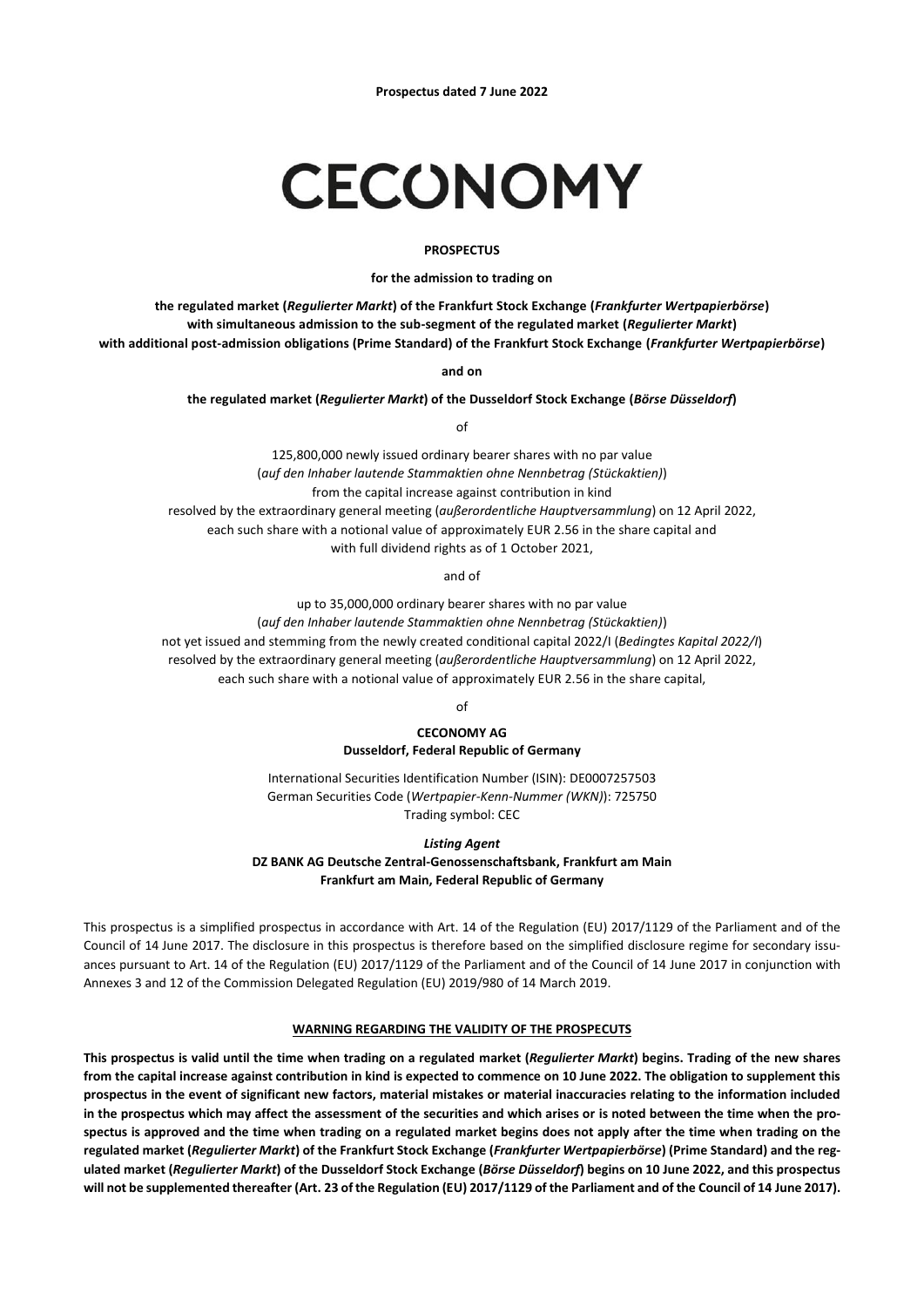**Prospectus dated 7 June 2022**

# CECONOMY

**PROSPECTUS**

**for the admission to trading on**

**the regulated market (*Regulierter Markt*) of the Frankfurt Stock Exchange (*Frankfurter Wertpapierbörse*) with simultaneous admission to the sub-segment of the regulated market (*Regulierter Markt*) with additional post-admission obligations (Prime Standard) of the Frankfurt Stock Exchange (*Frankfurter Wertpapierbörse*)**

**and on**

**the regulated market (*Regulierter Markt*) of the Dusseldorf Stock Exchange (*Börse Düsseldorf*)**

of

125,800,000 newly issued ordinary bearer shares with no par value
(*auf den Inhaber lautende Stammaktien ohne Nennbetrag (Stückaktien)*)
from the capital increase against contribution in kind
resolved by the extraordinary general meeting (*außerordentliche Hauptversammlung*) on 12 April 2022,
each such share with a notional value of approximately EUR 2.56 in the share capital and
with full dividend rights as of 1 October 2021,

and of

up to 35,000,000 ordinary bearer shares with no par value
(*auf den Inhaber lautende Stammaktien ohne Nennbetrag (Stückaktien)*)
not yet issued and stemming from the newly created conditional capital 2022/I (*Bedingtes Kapital 2022/I*)
resolved by the extraordinary general meeting (*außerordentliche Hauptversammlung*) on 12 April 2022,
each such share with a notional value of approximately EUR 2.56 in the share capital,

of

**CECONOMY AG**
**Dusseldorf, Federal Republic of Germany**

International Securities Identification Number (ISIN): DE0007257503
German Securities Code (*Wertpapier-Kenn-Nummer (WKN)*): 725750
Trading symbol: CEC

***Listing Agent***
**DZ BANK AG Deutsche Zentral-Genossenschaftsbank, Frankfurt am Main**
**Frankfurt am Main, Federal Republic of Germany**

This prospectus is a simplified prospectus in accordance with Art. 14 of the Regulation (EU) 2017/1129 of the Parliament and of the Council of 14 June 2017. The disclosure in this prospectus is therefore based on the simplified disclosure regime for secondary issuances pursuant to Art. 14 of the Regulation (EU) 2017/1129 of the Parliament and of the Council of 14 June 2017 in conjunction with Annexes 3 and 12 of the Commission Delegated Regulation (EU) 2019/980 of 14 March 2019.

**WARNING REGARDING THE VALIDITY OF THE PROSPECUTS**

**This prospectus is valid until the time when trading on a regulated market (*Regulierter Markt*) begins. Trading of the new shares from the capital increase against contribution in kind is expected to commence on 10 June 2022. The obligation to supplement this prospectus in the event of significant new factors, material mistakes or material inaccuracies relating to the information included in the prospectus which may affect the assessment of the securities and which arises or is noted between the time when the prospectus is approved and the time when trading on a regulated market begins does not apply after the time when trading on the regulated market (*Regulierter Markt*) of the Frankfurt Stock Exchange (*Frankfurter Wertpapierbörse*) (Prime Standard) and the regulated market (*Regulierter Markt*) of the Dusseldorf Stock Exchange (*Börse Düsseldorf*) begins on 10 June 2022, and this prospectus will not be supplemented thereafter (Art. 23 of the Regulation (EU) 2017/1129 of the Parliament and of the Council of 14 June 2017).**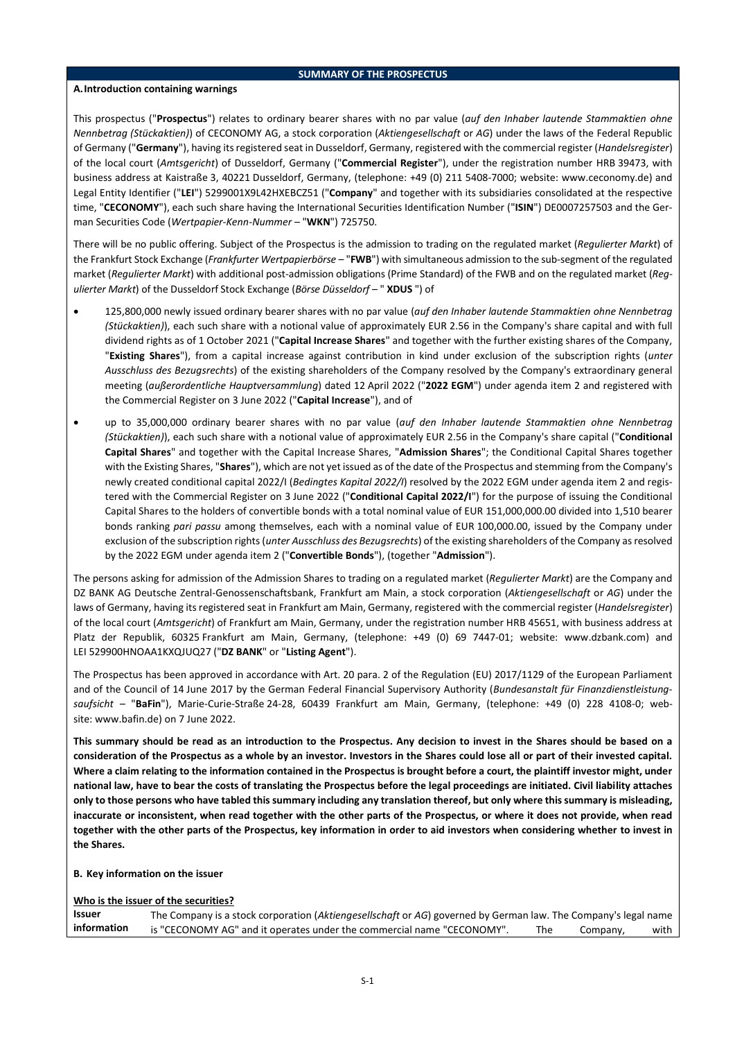## SUMMARY OF THE PROSPECTUS

### A. Introduction containing warnings

This prospectus ("**Prospectus**") relates to ordinary bearer shares with no par value (*auf den Inhaber lautende Stammaktien ohne Nennbetrag (Stückaktien)*) of CECONOMY AG, a stock corporation (*Aktiengesellschaft* or *AG*) under the laws of the Federal Republic of Germany ("**Germany**"), having its registered seat in Dusseldorf, Germany, registered with the commercial register (*Handelsregister*) of the local court (*Amtsgericht*) of Dusseldorf, Germany ("**Commercial Register**"), under the registration number HRB 39473, with business address at Kaistraße 3, 40221 Dusseldorf, Germany, (telephone: +49 (0) 211 5408-7000; website: www.ceconomy.de) and Legal Entity Identifier ("**LEI**") 5299001X9L42HXEBCZ51 ("**Company**" and together with its subsidiaries consolidated at the respective time, "**CECONOMY**"), each such share having the International Securities Identification Number ("**ISIN**") DE0007257503 and the German Securities Code (*Wertpapier-Kenn-Nummer* – "**WKN**") 725750.

There will be no public offering. Subject of the Prospectus is the admission to trading on the regulated market (*Regulierter Markt*) of the Frankfurt Stock Exchange (*Frankfurter Wertpapierbörse* – "**FWB**") with simultaneous admission to the sub-segment of the regulated market (*Regulierter Markt*) with additional post-admission obligations (Prime Standard) of the FWB and on the regulated market (*Regulierter Markt*) of the Dusseldorf Stock Exchange (*Börse Düsseldorf* – " **XDUS** ") of

- 125,800,000 newly issued ordinary bearer shares with no par value (*auf den Inhaber lautende Stammaktien ohne Nennbetrag (Stückaktien)*), each such share with a notional value of approximately EUR 2.56 in the Company's share capital and with full dividend rights as of 1 October 2021 ("**Capital Increase Shares**" and together with the further existing shares of the Company, "**Existing Shares**"), from a capital increase against contribution in kind under exclusion of the subscription rights (*unter Ausschluss des Bezugsrechts*) of the existing shareholders of the Company resolved by the Company's extraordinary general meeting (*außerordentliche Hauptversammlung*) dated 12 April 2022 ("**2022 EGM**") under agenda item 2 and registered with the Commercial Register on 3 June 2022 ("**Capital Increase**"), and of
- up to 35,000,000 ordinary bearer shares with no par value (*auf den Inhaber lautende Stammaktien ohne Nennbetrag (Stückaktien)*), each such share with a notional value of approximately EUR 2.56 in the Company's share capital ("**Conditional Capital Shares**" and together with the Capital Increase Shares, "**Admission Shares**"; the Conditional Capital Shares together with the Existing Shares, "**Shares**"), which are not yet issued as of the date of the Prospectus and stemming from the Company's newly created conditional capital 2022/I (*Bedingtes Kapital 2022/I*) resolved by the 2022 EGM under agenda item 2 and registered with the Commercial Register on 3 June 2022 ("**Conditional Capital 2022/I**") for the purpose of issuing the Conditional Capital Shares to the holders of convertible bonds with a total nominal value of EUR 151,000,000.00 divided into 1,510 bearer bonds ranking *pari passu* among themselves, each with a nominal value of EUR 100,000.00, issued by the Company under exclusion of the subscription rights (*unter Ausschluss des Bezugsrechts*) of the existing shareholders of the Company as resolved by the 2022 EGM under agenda item 2 ("**Convertible Bonds**"), (together "**Admission**").

The persons asking for admission of the Admission Shares to trading on a regulated market (*Regulierter Markt*) are the Company and DZ BANK AG Deutsche Zentral-Genossenschaftsbank, Frankfurt am Main, a stock corporation (*Aktiengesellschaft* or *AG*) under the laws of Germany, having its registered seat in Frankfurt am Main, Germany, registered with the commercial register (*Handelsregister*) of the local court (*Amtsgericht*) of Frankfurt am Main, Germany, under the registration number HRB 45651, with business address at Platz der Republik, 60325 Frankfurt am Main, Germany, (telephone: +49 (0) 69 7447-01; website: www.dzbank.com) and LEI 529900HNOAA1KXQJUQ27 ("**DZ BANK**" or "**Listing Agent**").

The Prospectus has been approved in accordance with Art. 20 para. 2 of the Regulation (EU) 2017/1129 of the European Parliament and of the Council of 14 June 2017 by the German Federal Financial Supervisory Authority (*Bundesanstalt für Finanzdienstleistungsaufsicht* – "**BaFin**"), Marie-Curie-Straße 24-28, 60439 Frankfurt am Main, Germany, (telephone: +49 (0) 228 4108-0; website: www.bafin.de) on 7 June 2022.

**This summary should be read as an introduction to the Prospectus. Any decision to invest in the Shares should be based on a consideration of the Prospectus as a whole by an investor. Investors in the Shares could lose all or part of their invested capital. Where a claim relating to the information contained in the Prospectus is brought before a court, the plaintiff investor might, under national law, have to bear the costs of translating the Prospectus before the legal proceedings are initiated. Civil liability attaches only to those persons who have tabled this summary including any translation thereof, but only where this summary is misleading, inaccurate or inconsistent, when read together with the other parts of the Prospectus, or where it does not provide, when read together with the other parts of the Prospectus, key information in order to aid investors when considering whether to invest in the Shares.**

### B. Key information on the issuer

**Who is the issuer of the securities?**

| | |
|---|---|
| **Issuer information** | The Company is a stock corporation (*Aktiengesellschaft* or *AG*) governed by German law. The Company's legal name is "CECONOMY AG" and it operates under the commercial name "CECONOMY". The Company, with |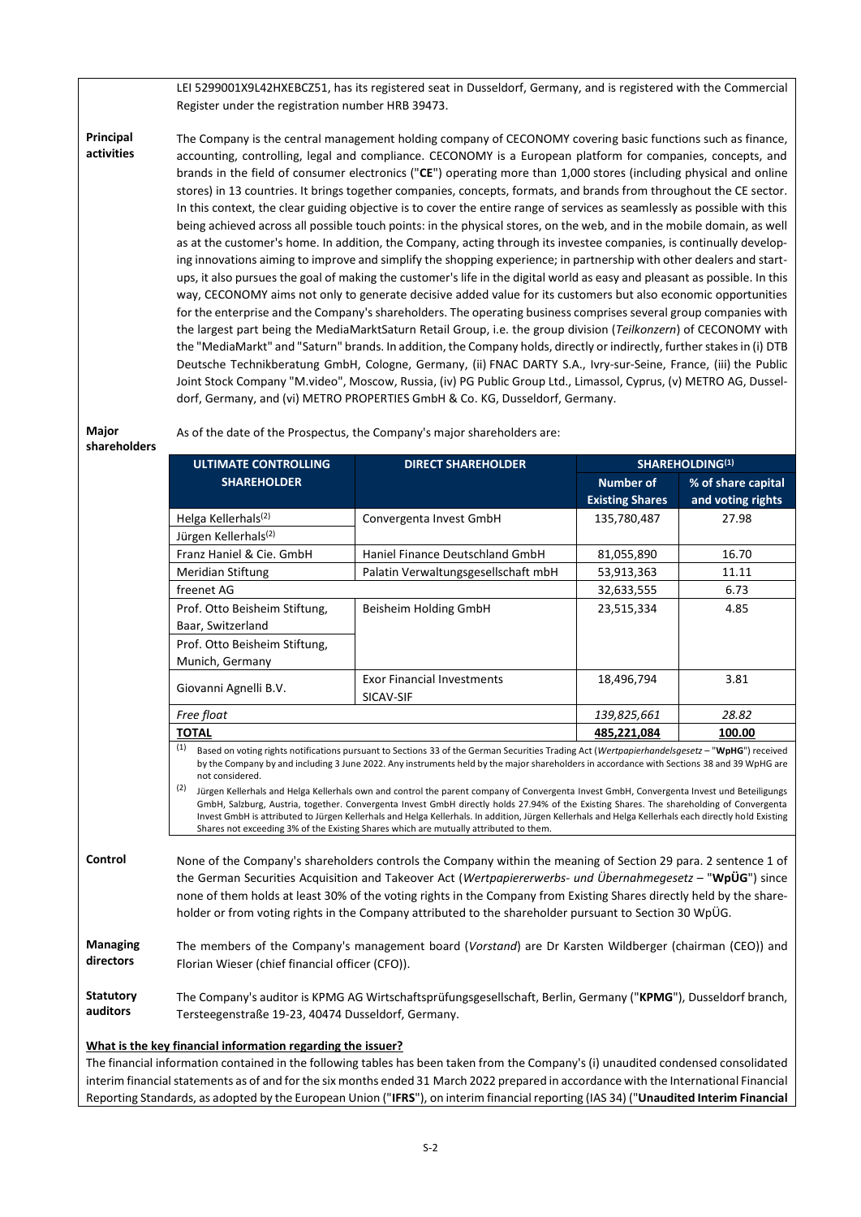LEI 5299001X9L42HXEBCZ51, has its registered seat in Dusseldorf, Germany, and is registered with the Commercial Register under the registration number HRB 39473.

**Principal activities**

The Company is the central management holding company of CECONOMY covering basic functions such as finance, accounting, controlling, legal and compliance. CECONOMY is a European platform for companies, concepts, and brands in the field of consumer electronics ("**CE**") operating more than 1,000 stores (including physical and online stores) in 13 countries. It brings together companies, concepts, formats, and brands from throughout the CE sector. In this context, the clear guiding objective is to cover the entire range of services as seamlessly as possible with this being achieved across all possible touch points: in the physical stores, on the web, and in the mobile domain, as well as at the customer's home. In addition, the Company, acting through its investee companies, is continually developing innovations aiming to improve and simplify the shopping experience; in partnership with other dealers and start-ups, it also pursues the goal of making the customer's life in the digital world as easy and pleasant as possible. In this way, CECONOMY aims not only to generate decisive added value for its customers but also economic opportunities for the enterprise and the Company's shareholders. The operating business comprises several group companies with the largest part being the MediaMarktSaturn Retail Group, i.e. the group division (*Teilkonzern*) of CECONOMY with the "MediaMarkt" and "Saturn" brands. In addition, the Company holds, directly or indirectly, further stakes in (i) DTB Deutsche Technikberatung GmbH, Cologne, Germany, (ii) FNAC DARTY S.A., Ivry-sur-Seine, France, (iii) the Public Joint Stock Company "M.video", Moscow, Russia, (iv) PG Public Group Ltd., Limassol, Cyprus, (v) METRO AG, Dusseldorf, Germany, and (vi) METRO PROPERTIES GmbH & Co. KG, Dusseldorf, Germany.

**Major shareholders**

As of the date of the Prospectus, the Company's major shareholders are:

| ULTIMATE CONTROLLING SHAREHOLDER | DIRECT SHAREHOLDER | SHAREHOLDING[(1)] | |
|---|---|---|---|
| | | Number of Existing Shares | % of share capital and voting rights |
| Helga Kellerhals[(2)] Jürgen Kellerhals[(2)] | Convergenta Invest GmbH | 135,780,487 | 27.98 |
| Franz Haniel & Cie. GmbH | Haniel Finance Deutschland GmbH | 81,055,890 | 16.70 |
| Meridian Stiftung | Palatin Verwaltungsgesellschaft mbH | 53,913,363 | 11.11 |
| freenet AG | | 32,633,555 | 6.73 |
| Prof. Otto Beisheim Stiftung, Baar, Switzerland Prof. Otto Beisheim Stiftung, Munich, Germany | Beisheim Holding GmbH | 23,515,334 | 4.85 |
| Giovanni Agnelli B.V. | Exor Financial Investments SICAV-SIF | 18,496,794 | 3.81 |
| *Free float* | | *139,825,661* | *28.82* |
| **TOTAL** | | **485,221,084** | **100.00** |

(1) Based on voting rights notifications pursuant to Sections 33 of the German Securities Trading Act (*Wertpapierhandelsgesetz* – "**WpHG**") received by the Company by and including 3 June 2022. Any instruments held by the major shareholders in accordance with Sections 38 and 39 WpHG are not considered.

(2) Jürgen Kellerhals and Helga Kellerhals own and control the parent company of Convergenta Invest GmbH, Convergenta Invest und Beteiligungs GmbH, Salzburg, Austria, together. Convergenta Invest GmbH directly holds 27.94% of the Existing Shares. The shareholding of Convergenta Invest GmbH is attributed to Jürgen Kellerhals and Helga Kellerhals. In addition, Jürgen Kellerhals and Helga Kellerhals each directly hold Existing Shares not exceeding 3% of the Existing Shares which are mutually attributed to them.

**Control**

None of the Company's shareholders controls the Company within the meaning of Section 29 para. 2 sentence 1 of the German Securities Acquisition and Takeover Act (*Wertpapiererwerbs- und Übernahmegesetz* – "**WpÜG**") since none of them holds at least 30% of the voting rights in the Company from Existing Shares directly held by the shareholder or from voting rights in the Company attributed to the shareholder pursuant to Section 30 WpÜG.

**Managing directors**

The members of the Company's management board (*Vorstand*) are Dr Karsten Wildberger (chairman (CEO)) and Florian Wieser (chief financial officer (CFO)).

**Statutory auditors**

The Company's auditor is KPMG AG Wirtschaftsprüfungsgesellschaft, Berlin, Germany ("**KPMG**"), Dusseldorf branch, Tersteegenstraße 19-23, 40474 Dusseldorf, Germany.

**What is the key financial information regarding the issuer?**

The financial information contained in the following tables has been taken from the Company's (i) unaudited condensed consolidated interim financial statements as of and for the six months ended 31 March 2022 prepared in accordance with the International Financial Reporting Standards, as adopted by the European Union ("**IFRS**"), on interim financial reporting (IAS 34) ("**Unaudited Interim Financial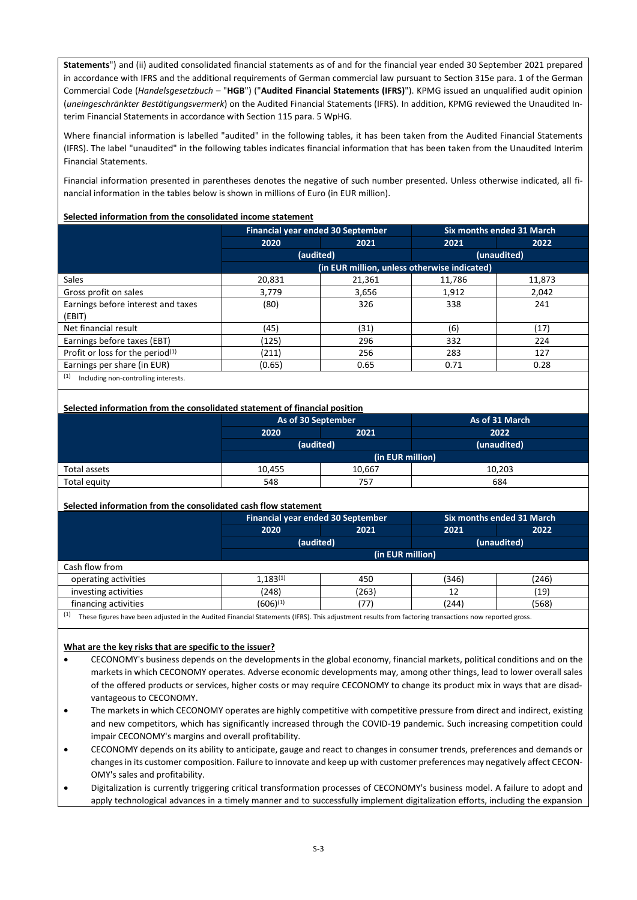**Statements**") and (ii) audited consolidated financial statements as of and for the financial year ended 30 September 2021 prepared in accordance with IFRS and the additional requirements of German commercial law pursuant to Section 315e para. 1 of the German Commercial Code (*Handelsgesetzbuch* – "**HGB**") ("**Audited Financial Statements (IFRS)**"). KPMG issued an unqualified audit opinion (*uneingeschränkter Bestätigungsvermerk*) on the Audited Financial Statements (IFRS). In addition, KPMG reviewed the Unaudited Interim Financial Statements in accordance with Section 115 para. 5 WpHG.

Where financial information is labelled "audited" in the following tables, it has been taken from the Audited Financial Statements (IFRS). The label "unaudited" in the following tables indicates financial information that has been taken from the Unaudited Interim Financial Statements.

Financial information presented in parentheses denotes the negative of such number presented. Unless otherwise indicated, all financial information in the tables below is shown in millions of Euro (in EUR million).

**Selected information from the consolidated income statement**

| | Financial year ended 30 September | | Six months ended 31 March | |
|---|---|---|---|---|
| | 2020 | 2021 | 2021 | 2022 |
| | (audited) | | (unaudited) | |
| | (in EUR million, unless otherwise indicated) | | | |
| Sales | 20,831 | 21,361 | 11,786 | 11,873 |
| Gross profit on sales | 3,779 | 3,656 | 1,912 | 2,042 |
| Earnings before interest and taxes (EBIT) | (80) | 326 | 338 | 241 |
| Net financial result | (45) | (31) | (6) | (17) |
| Earnings before taxes (EBT) | (125) | 296 | 332 | 224 |
| Profit or loss for the period[1] | (211) | 256 | 283 | 127 |
| Earnings per share (in EUR) | (0.65) | 0.65 | 0.71 | 0.28 |

[1] Including non-controlling interests.

**Selected information from the consolidated statement of financial position**

| | As of 30 September | | As of 31 March |
|---|---|---|---|
| | 2020 | 2021 | 2022 |
| | (audited) | | (unaudited) |
| | (in EUR million) | | |
| Total assets | 10,455 | 10,667 | 10,203 |
| Total equity | 548 | 757 | 684 |

**Selected information from the consolidated cash flow statement**

| | Financial year ended 30 September | | Six months ended 31 March | |
|---|---|---|---|---|
| | 2020 | 2021 | 2021 | 2022 |
| | (audited) | | (unaudited) | |
| | (in EUR million) | | | |
| Cash flow from | | | | |
| operating activities | 1,183[1] | 450 | (346) | (246) |
| investing activities | (248) | (263) | 12 | (19) |
| financing activities | (606)[1] | (77) | (244) | (568) |

[1] These figures have been adjusted in the Audited Financial Statements (IFRS). This adjustment results from factoring transactions now reported gross.

**What are the key risks that are specific to the issuer?**

- CECONOMY's business depends on the developments in the global economy, financial markets, political conditions and on the markets in which CECONOMY operates. Adverse economic developments may, among other things, lead to lower overall sales of the offered products or services, higher costs or may require CECONOMY to change its product mix in ways that are disadvantageous to CECONOMY.
- The markets in which CECONOMY operates are highly competitive with competitive pressure from direct and indirect, existing and new competitors, which has significantly increased through the COVID-19 pandemic. Such increasing competition could impair CECONOMY's margins and overall profitability.
- CECONOMY depends on its ability to anticipate, gauge and react to changes in consumer trends, preferences and demands or changes in its customer composition. Failure to innovate and keep up with customer preferences may negatively affect CECONOMY's sales and profitability.
- Digitalization is currently triggering critical transformation processes of CECONOMY's business model. A failure to adopt and apply technological advances in a timely manner and to successfully implement digitalization efforts, including the expansion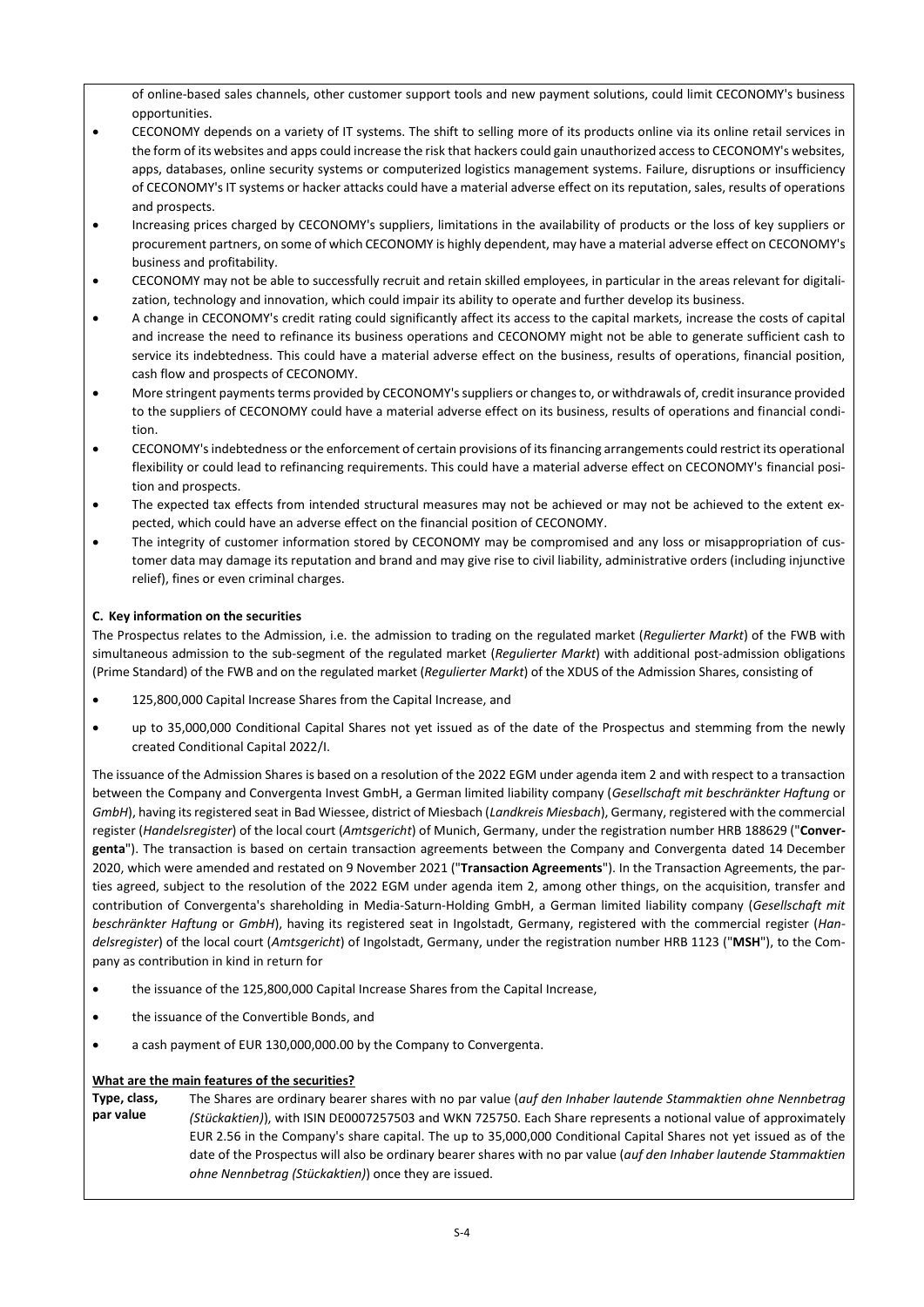of online-based sales channels, other customer support tools and new payment solutions, could limit CECONOMY's business opportunities.

- CECONOMY depends on a variety of IT systems. The shift to selling more of its products online via its online retail services in the form of its websites and apps could increase the risk that hackers could gain unauthorized access to CECONOMY's websites, apps, databases, online security systems or computerized logistics management systems. Failure, disruptions or insufficiency of CECONOMY's IT systems or hacker attacks could have a material adverse effect on its reputation, sales, results of operations and prospects.
- Increasing prices charged by CECONOMY's suppliers, limitations in the availability of products or the loss of key suppliers or procurement partners, on some of which CECONOMY is highly dependent, may have a material adverse effect on CECONOMY's business and profitability.
- CECONOMY may not be able to successfully recruit and retain skilled employees, in particular in the areas relevant for digitalization, technology and innovation, which could impair its ability to operate and further develop its business.
- A change in CECONOMY's credit rating could significantly affect its access to the capital markets, increase the costs of capital and increase the need to refinance its business operations and CECONOMY might not be able to generate sufficient cash to service its indebtedness. This could have a material adverse effect on the business, results of operations, financial position, cash flow and prospects of CECONOMY.
- More stringent payments terms provided by CECONOMY's suppliers or changes to, or withdrawals of, credit insurance provided to the suppliers of CECONOMY could have a material adverse effect on its business, results of operations and financial condition.
- CECONOMY's indebtedness or the enforcement of certain provisions of its financing arrangements could restrict its operational flexibility or could lead to refinancing requirements. This could have a material adverse effect on CECONOMY's financial position and prospects.
- The expected tax effects from intended structural measures may not be achieved or may not be achieved to the extent expected, which could have an adverse effect on the financial position of CECONOMY.
- The integrity of customer information stored by CECONOMY may be compromised and any loss or misappropriation of customer data may damage its reputation and brand and may give rise to civil liability, administrative orders (including injunctive relief), fines or even criminal charges.

**C. Key information on the securities**

The Prospectus relates to the Admission, i.e. the admission to trading on the regulated market (*Regulierter Markt*) of the FWB with simultaneous admission to the sub-segment of the regulated market (*Regulierter Markt*) with additional post-admission obligations (Prime Standard) of the FWB and on the regulated market (*Regulierter Markt*) of the XDUS of the Admission Shares, consisting of

- 125,800,000 Capital Increase Shares from the Capital Increase, and
- up to 35,000,000 Conditional Capital Shares not yet issued as of the date of the Prospectus and stemming from the newly created Conditional Capital 2022/I.

The issuance of the Admission Shares is based on a resolution of the 2022 EGM under agenda item 2 and with respect to a transaction between the Company and Convergenta Invest GmbH, a German limited liability company (*Gesellschaft mit beschränkter Haftung* or *GmbH*), having its registered seat in Bad Wiessee, district of Miesbach (*Landkreis Miesbach*), Germany, registered with the commercial register (*Handelsregister*) of the local court (*Amtsgericht*) of Munich, Germany, under the registration number HRB 188629 ("**Convergenta**"). The transaction is based on certain transaction agreements between the Company and Convergenta dated 14 December 2020, which were amended and restated on 9 November 2021 ("**Transaction Agreements**"). In the Transaction Agreements, the parties agreed, subject to the resolution of the 2022 EGM under agenda item 2, among other things, on the acquisition, transfer and contribution of Convergenta's shareholding in Media-Saturn-Holding GmbH, a German limited liability company (*Gesellschaft mit beschränkter Haftung* or *GmbH*), having its registered seat in Ingolstadt, Germany, registered with the commercial register (*Handelsregister*) of the local court (*Amtsgericht*) of Ingolstadt, Germany, under the registration number HRB 1123 ("**MSH**"), to the Company as contribution in kind in return for

- the issuance of the 125,800,000 Capital Increase Shares from the Capital Increase,
- the issuance of the Convertible Bonds, and
- a cash payment of EUR 130,000,000.00 by the Company to Convergenta.

**What are the main features of the securities?**

| | |
|---|---|
| **Type, class, par value** | The Shares are ordinary bearer shares with no par value (*auf den Inhaber lautende Stammaktien ohne Nennbetrag (Stückaktien)*), with ISIN DE0007257503 and WKN 725750. Each Share represents a notional value of approximately EUR 2.56 in the Company's share capital. The up to 35,000,000 Conditional Capital Shares not yet issued as of the date of the Prospectus will also be ordinary bearer shares with no par value (*auf den Inhaber lautende Stammaktien ohne Nennbetrag (Stückaktien)*) once they are issued. |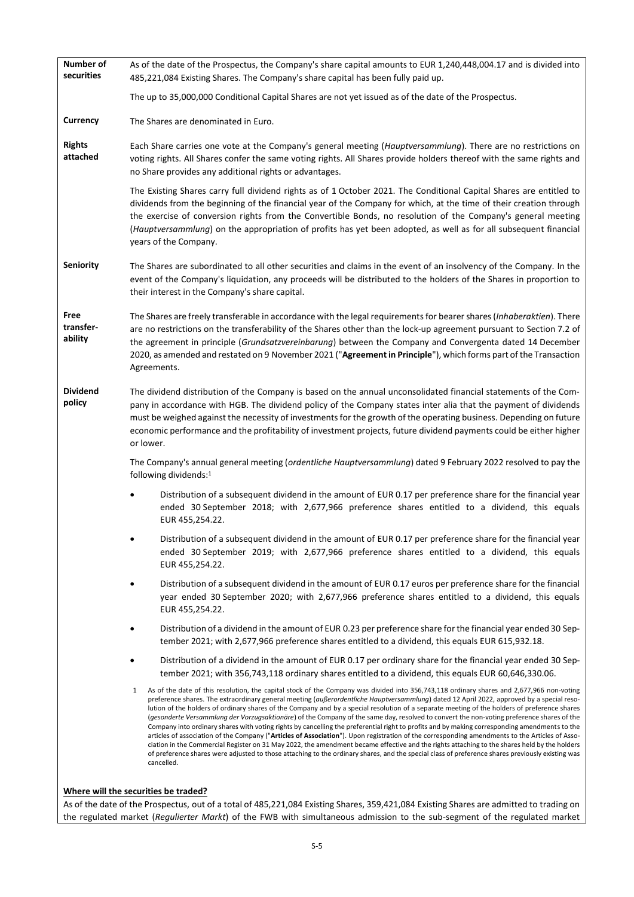| | |
|---|---|
| **Number of securities** | As of the date of the Prospectus, the Company's share capital amounts to EUR 1,240,448,004.17 and is divided into 485,221,084 Existing Shares. The Company's share capital has been fully paid up.<br><br>The up to 35,000,000 Conditional Capital Shares are not yet issued as of the date of the Prospectus. |
| **Currency** | The Shares are denominated in Euro. |
| **Rights attached** | Each Share carries one vote at the Company's general meeting (*Hauptversammlung*). There are no restrictions on voting rights. All Shares confer the same voting rights. All Shares provide holders thereof with the same rights and no Share provides any additional rights or advantages.<br><br>The Existing Shares carry full dividend rights as of 1 October 2021. The Conditional Capital Shares are entitled to dividends from the beginning of the financial year of the Company for which, at the time of their creation through the exercise of conversion rights from the Convertible Bonds, no resolution of the Company's general meeting (*Hauptversammlung*) on the appropriation of profits has yet been adopted, as well as for all subsequent financial years of the Company. |
| **Seniority** | The Shares are subordinated to all other securities and claims in the event of an insolvency of the Company. In the event of the Company's liquidation, any proceeds will be distributed to the holders of the Shares in proportion to their interest in the Company's share capital. |
| **Free transfer-ability** | The Shares are freely transferable in accordance with the legal requirements for bearer shares (*Inhaberaktien*). There are no restrictions on the transferability of the Shares other than the lock-up agreement pursuant to Section 7.2 of the agreement in principle (*Grundsatzvereinbarung*) between the Company and Convergenta dated 14 December 2020, as amended and restated on 9 November 2021 ("**Agreement in Principle**"), which forms part of the Transaction Agreements. |
| **Dividend policy** | The dividend distribution of the Company is based on the annual unconsolidated financial statements of the Company in accordance with HGB. The dividend policy of the Company states inter alia that the payment of dividends must be weighed against the necessity of investments for the growth of the operating business. Depending on future economic performance and the profitability of investment projects, future dividend payments could be either higher or lower.<br><br>The Company's annual general meeting (*ordentliche Hauptversammlung*) dated 9 February 2022 resolved to pay the following dividends:[1]<br><br>• Distribution of a subsequent dividend in the amount of EUR 0.17 per preference share for the financial year ended 30 September 2018; with 2,677,966 preference shares entitled to a dividend, this equals EUR 455,254.22.<br><br>• Distribution of a subsequent dividend in the amount of EUR 0.17 per preference share for the financial year ended 30 September 2019; with 2,677,966 preference shares entitled to a dividend, this equals EUR 455,254.22.<br><br>• Distribution of a subsequent dividend in the amount of EUR 0.17 euros per preference share for the financial year ended 30 September 2020; with 2,677,966 preference shares entitled to a dividend, this equals EUR 455,254.22.<br><br>• Distribution of a dividend in the amount of EUR 0.23 per preference share for the financial year ended 30 September 2021; with 2,677,966 preference shares entitled to a dividend, this equals EUR 615,932.18.<br><br>• Distribution of a dividend in the amount of EUR 0.17 per ordinary share for the financial year ended 30 September 2021; with 356,743,118 ordinary shares entitled to a dividend, this equals EUR 60,646,330.06.<br><br>[1] As of the date of this resolution, the capital stock of the Company was divided into 356,743,118 ordinary shares and 2,677,966 non-voting preference shares. The extraordinary general meeting (*außerordentliche Hauptversammlung*) dated 12 April 2022, approved by a special resolution of the holders of ordinary shares of the Company and by a special resolution of a separate meeting of the holders of preference shares (*gesonderte Versammlung der Vorzugsaktionäre*) of the Company of the same day, resolved to convert the non-voting preference shares of the Company into ordinary shares with voting rights by cancelling the preferential right to profits and by making corresponding amendments to the articles of association of the Company ("**Articles of Association**"). Upon registration of the corresponding amendments to the Articles of Association in the Commercial Register on 31 May 2022, the amendment became effective and the rights attaching to the shares held by the holders of preference shares were adjusted to those attaching to the ordinary shares, and the special class of preference shares previously existing was cancelled. |

**Where will the securities be traded?**

As of the date of the Prospectus, out of a total of 485,221,084 Existing Shares, 359,421,084 Existing Shares are admitted to trading on the regulated market (*Regulierter Markt*) of the FWB with simultaneous admission to the sub-segment of the regulated market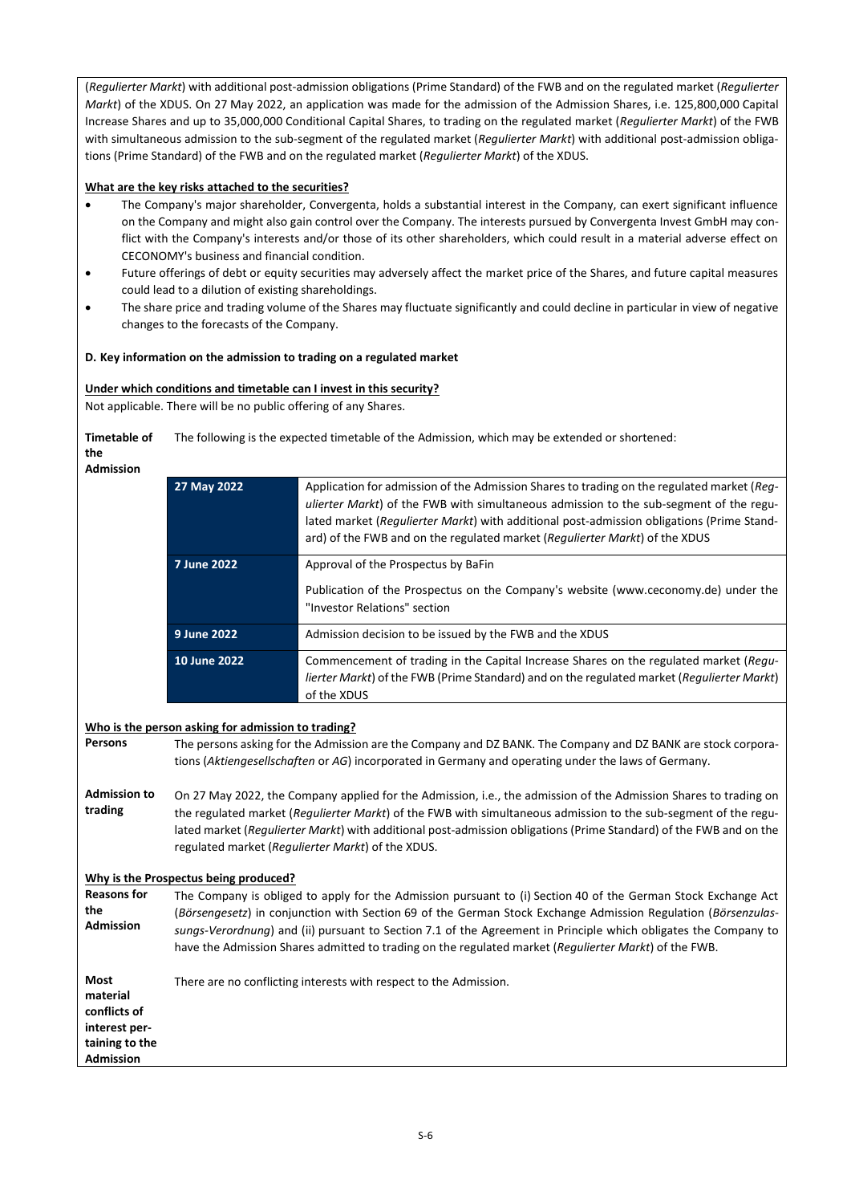(*Regulierter Markt*) with additional post-admission obligations (Prime Standard) of the FWB and on the regulated market (*Regulierter Markt*) of the XDUS. On 27 May 2022, an application was made for the admission of the Admission Shares, i.e. 125,800,000 Capital Increase Shares and up to 35,000,000 Conditional Capital Shares, to trading on the regulated market (*Regulierter Markt*) of the FWB with simultaneous admission to the sub-segment of the regulated market (*Regulierter Markt*) with additional post-admission obligations (Prime Standard) of the FWB and on the regulated market (*Regulierter Markt*) of the XDUS.

**What are the key risks attached to the securities?**

- The Company's major shareholder, Convergenta, holds a substantial interest in the Company, can exert significant influence on the Company and might also gain control over the Company. The interests pursued by Convergenta Invest GmbH may conflict with the Company's interests and/or those of its other shareholders, which could result in a material adverse effect on CECONOMY's business and financial condition.
- Future offerings of debt or equity securities may adversely affect the market price of the Shares, and future capital measures could lead to a dilution of existing shareholdings.
- The share price and trading volume of the Shares may fluctuate significantly and could decline in particular in view of negative changes to the forecasts of the Company.

**D. Key information on the admission to trading on a regulated market**

**Under which conditions and timetable can I invest in this security?**

Not applicable. There will be no public offering of any Shares.

**Timetable of the Admission** The following is the expected timetable of the Admission, which may be extended or shortened:

| | |
|---|---|
| **27 May 2022** | Application for admission of the Admission Shares to trading on the regulated market (*Regulierter Markt*) of the FWB with simultaneous admission to the sub-segment of the regulated market (*Regulierter Markt*) with additional post-admission obligations (Prime Standard) of the FWB and on the regulated market (*Regulierter Markt*) of the XDUS |
| **7 June 2022** | Approval of the Prospectus by BaFin<br><br>Publication of the Prospectus on the Company's website (www.ceconomy.de) under the "Investor Relations" section |
| **9 June 2022** | Admission decision to be issued by the FWB and the XDUS |
| **10 June 2022** | Commencement of trading in the Capital Increase Shares on the regulated market (*Regulierter Markt*) of the FWB (Prime Standard) and on the regulated market (*Regulierter Markt*) of the XDUS |

**Who is the person asking for admission to trading?**

**Persons** The persons asking for the Admission are the Company and DZ BANK. The Company and DZ BANK are stock corporations (*Aktiengesellschaften* or *AG*) incorporated in Germany and operating under the laws of Germany.

**Admission to trading** On 27 May 2022, the Company applied for the Admission, i.e., the admission of the Admission Shares to trading on the regulated market (*Regulierter Markt*) of the FWB with simultaneous admission to the sub-segment of the regulated market (*Regulierter Markt*) with additional post-admission obligations (Prime Standard) of the FWB and on the regulated market (*Regulierter Markt*) of the XDUS.

**Why is the Prospectus being produced?**

**Reasons for the Admission** The Company is obliged to apply for the Admission pursuant to (i) Section 40 of the German Stock Exchange Act (*Börsengesetz*) in conjunction with Section 69 of the German Stock Exchange Admission Regulation (*Börsenzulassungs-Verordnung*) and (ii) pursuant to Section 7.1 of the Agreement in Principle which obligates the Company to have the Admission Shares admitted to trading on the regulated market (*Regulierter Markt*) of the FWB.

**Most material conflicts of interest pertaining to the Admission** There are no conflicting interests with respect to the Admission.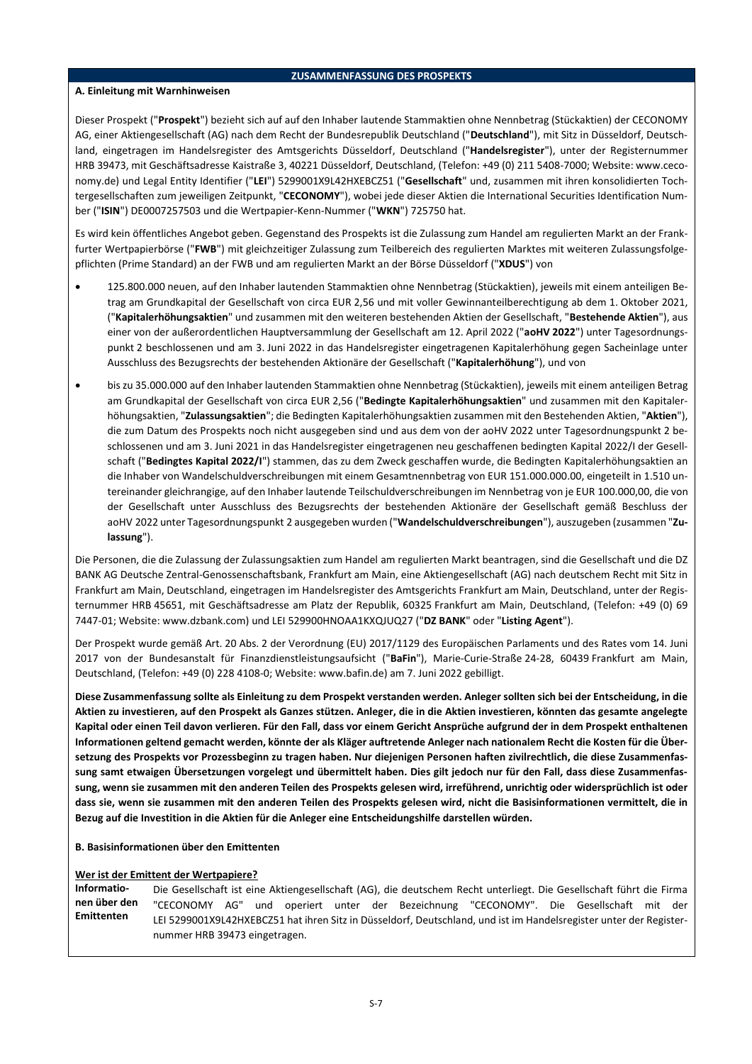## ZUSAMMENFASSUNG DES PROSPEKTS

### A. Einleitung mit Warnhinweisen

Dieser Prospekt ("**Prospekt**") bezieht sich auf auf den Inhaber lautende Stammaktien ohne Nennbetrag (Stückaktien) der CECONOMY AG, einer Aktiengesellschaft (AG) nach dem Recht der Bundesrepublik Deutschland ("**Deutschland**"), mit Sitz in Düsseldorf, Deutschland, eingetragen im Handelsregister des Amtsgerichts Düsseldorf, Deutschland ("**Handelsregister**"), unter der Registernummer HRB 39473, mit Geschäftsadresse Kaistraße 3, 40221 Düsseldorf, Deutschland, (Telefon: +49 (0) 211 5408-7000; Website: www.ceconomy.de) und Legal Entity Identifier ("**LEI**") 5299001X9L42HXEBCZ51 ("**Gesellschaft**" und, zusammen mit ihren konsolidierten Tochtergesellschaften zum jeweiligen Zeitpunkt, "**CECONOMY**"), wobei jede dieser Aktien die International Securities Identification Number ("**ISIN**") DE0007257503 und die Wertpapier-Kenn-Nummer ("**WKN**") 725750 hat.

Es wird kein öffentliches Angebot geben. Gegenstand des Prospekts ist die Zulassung zum Handel am regulierten Markt an der Frankfurter Wertpapierbörse ("**FWB**") mit gleichzeitiger Zulassung zum Teilbereich des regulierten Marktes mit weiteren Zulassungsfolgepflichten (Prime Standard) an der FWB und am regulierten Markt an der Börse Düsseldorf ("**XDUS**") von

- 125.800.000 neuen, auf den Inhaber lautenden Stammaktien ohne Nennbetrag (Stückaktien), jeweils mit einem anteiligen Betrag am Grundkapital der Gesellschaft von circa EUR 2,56 und mit voller Gewinnanteilberechtigung ab dem 1. Oktober 2021, ("**Kapitalerhöhungsaktien**" und zusammen mit den weiteren bestehenden Aktien der Gesellschaft, "**Bestehende Aktien**"), aus einer von der außerordentlichen Hauptversammlung der Gesellschaft am 12. April 2022 ("**aoHV 2022**") unter Tagesordnungspunkt 2 beschlossenen und am 3. Juni 2022 in das Handelsregister eingetragenen Kapitalerhöhung gegen Sacheinlage unter Ausschluss des Bezugsrechts der bestehenden Aktionäre der Gesellschaft ("**Kapitalerhöhung**"), und von
- bis zu 35.000.000 auf den Inhaber lautenden Stammaktien ohne Nennbetrag (Stückaktien), jeweils mit einem anteiligen Betrag am Grundkapital der Gesellschaft von circa EUR 2,56 ("**Bedingte Kapitalerhöhungsaktien**" und zusammen mit den Kapitalerhöhungsaktien, "**Zulassungsaktien**"; die Bedingten Kapitalerhöhungsaktien zusammen mit den Bestehenden Aktien, "**Aktien**"), die zum Datum des Prospekts noch nicht ausgegeben sind und aus dem von der aoHV 2022 unter Tagesordnungspunkt 2 beschlossenen und am 3. Juni 2021 in das Handelsregister eingetragenen neu geschaffenen bedingten Kapital 2022/I der Gesellschaft ("**Bedingtes Kapital 2022/I**") stammen, das zu dem Zweck geschaffen wurde, die Bedingten Kapitalerhöhungsaktien an die Inhaber von Wandelschuldverschreibungen mit einem Gesamtnennbetrag von EUR 151.000.000,00, eingeteilt in 1.510 untereinander gleichrangige, auf den Inhaber lautende Teilschuldverschreibungen im Nennbetrag von je EUR 100.000,00, die von der Gesellschaft unter Ausschluss des Bezugsrechts der bestehenden Aktionäre der Gesellschaft gemäß Beschluss der aoHV 2022 unter Tagesordnungspunkt 2 ausgegeben wurden ("**Wandelschuldverschreibungen**"), auszugeben (zusammen "**Zulassung**").

Die Personen, die die Zulassung der Zulassungsaktien zum Handel am regulierten Markt beantragen, sind die Gesellschaft und die DZ BANK AG Deutsche Zentral-Genossenschaftsbank, Frankfurt am Main, eine Aktiengesellschaft (AG) nach deutschem Recht mit Sitz in Frankfurt am Main, Deutschland, eingetragen im Handelsregister des Amtsgerichts Frankfurt am Main, Deutschland, unter der Registernummer HRB 45651, mit Geschäftsadresse am Platz der Republik, 60325 Frankfurt am Main, Deutschland, (Telefon: +49 (0) 69 7447-01; Website: www.dzbank.com) und LEI 529900HNOAA1KXQJUQ27 ("**DZ BANK**" oder "**Listing Agent**").

Der Prospekt wurde gemäß Art. 20 Abs. 2 der Verordnung (EU) 2017/1129 des Europäischen Parlaments und des Rates vom 14. Juni 2017 von der Bundesanstalt für Finanzdienstleistungsaufsicht ("**BaFin**"), Marie-Curie-Straße 24-28, 60439 Frankfurt am Main, Deutschland, (Telefon: +49 (0) 228 4108-0; Website: www.bafin.de) am 7. Juni 2022 gebilligt.

**Diese Zusammenfassung sollte als Einleitung zu dem Prospekt verstanden werden. Anleger sollten sich bei der Entscheidung, in die Aktien zu investieren, auf den Prospekt als Ganzes stützen. Anleger, die in die Aktien investieren, könnten das gesamte angelegte Kapital oder einen Teil davon verlieren. Für den Fall, dass vor einem Gericht Ansprüche aufgrund der in dem Prospekt enthaltenen Informationen geltend gemacht werden, könnte der als Kläger auftretende Anleger nach nationalem Recht die Kosten für die Übersetzung des Prospekts vor Prozessbeginn zu tragen haben. Nur diejenigen Personen haften zivilrechtlich, die diese Zusammenfassung samt etwaigen Übersetzungen vorgelegt und übermittelt haben. Dies gilt jedoch nur für den Fall, dass diese Zusammenfassung, wenn sie zusammen mit den anderen Teilen des Prospekts gelesen wird, irreführend, unrichtig oder widersprüchlich ist oder dass sie, wenn sie zusammen mit den anderen Teilen des Prospekts gelesen wird, nicht die Basisinformationen vermittelt, die in Bezug auf die Investition in die Aktien für die Anleger eine Entscheidungshilfe darstellen würden.**

### B. Basisinformationen über den Emittenten

**Wer ist der Emittent der Wertpapiere?**

| | |
|---|---|
| **Informationen über den Emittenten** | Die Gesellschaft ist eine Aktiengesellschaft (AG), die deutschem Recht unterliegt. Die Gesellschaft führt die Firma "CECONOMY AG" und operiert unter der Bezeichnung "CECONOMY". Die Gesellschaft mit der LEI 5299001X9L42HXEBCZ51 hat ihren Sitz in Düsseldorf, Deutschland, und ist im Handelsregister unter der Registernummer HRB 39473 eingetragen. |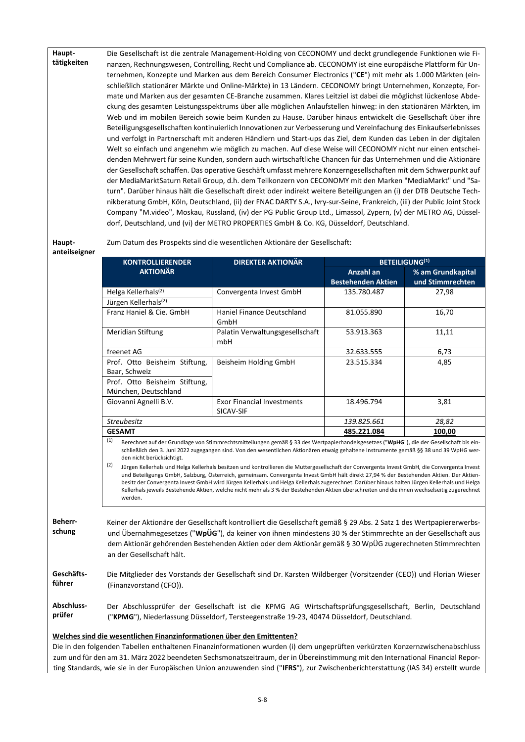**Haupttätigkeiten**

Die Gesellschaft ist die zentrale Management-Holding von CECONOMY und deckt grundlegende Funktionen wie Finanzen, Rechnungswesen, Controlling, Recht und Compliance ab. CECONOMY ist eine europäische Plattform für Unternehmen, Konzepte und Marken aus dem Bereich Consumer Electronics ("**CE**") mit mehr als 1.000 Märkten (einschließlich stationärer Märkte und Online-Märkte) in 13 Ländern. CECONOMY bringt Unternehmen, Konzepte, Formate und Marken aus der gesamten CE-Branche zusammen. Klares Leitziel ist dabei die möglichst lückenlose Abdeckung des gesamten Leistungsspektrums über alle möglichen Anlaufstellen hinweg: in den stationären Märkten, im Web und im mobilen Bereich sowie beim Kunden zu Hause. Darüber hinaus entwickelt die Gesellschaft über ihre Beteiligungsgesellschaften kontinuierlich Innovationen zur Verbesserung und Vereinfachung des Einkaufserlebnisses und verfolgt in Partnerschaft mit anderen Händlern und Start-ups das Ziel, dem Kunden das Leben in der digitalen Welt so einfach und angenehm wie möglich zu machen. Auf diese Weise will CECONOMY nicht nur einen entscheidenden Mehrwert für seine Kunden, sondern auch wirtschaftliche Chancen für das Unternehmen und die Aktionäre der Gesellschaft schaffen. Das operative Geschäft umfasst mehrere Konzerngesellschaften mit dem Schwerpunkt auf der MediaMarktSaturn Retail Group, d.h. dem Teilkonzern von CECONOMY mit den Marken "MediaMarkt" und "Saturn". Darüber hinaus hält die Gesellschaft direkt oder indirekt weitere Beteiligungen an (i) der DTB Deutsche Technikberatung GmbH, Köln, Deutschland, (ii) der FNAC DARTY S.A., Ivry-sur-Seine, Frankreich, (iii) der Public Joint Stock Company "M.video", Moskau, Russland, (iv) der PG Public Group Ltd., Limassol, Zypern, (v) der METRO AG, Düsseldorf, Deutschland, und (vi) der METRO PROPERTIES GmbH & Co. KG, Düsseldorf, Deutschland.

**Hauptanteilseigner**

Zum Datum des Prospekts sind die wesentlichen Aktionäre der Gesellschaft:

| KONTROLLIERENDER AKTIONÄR | DIREKTER AKTIONÄR | BETEILIGUNG[(1)] | |
|---|---|---|---|
| | | Anzahl an Bestehenden Aktien | % am Grundkapital und Stimmrechten |
| Helga Kellerhals[(2)]<br>Jürgen Kellerhals[(2)] | Convergenta Invest GmbH | 135.780.487 | 27,98 |
| Franz Haniel & Cie. GmbH | Haniel Finance Deutschland GmbH | 81.055.890 | 16,70 |
| Meridian Stiftung | Palatin Verwaltungsgesellschaft mbH | 53.913.363 | 11,11 |
| freenet AG | | 32.633.555 | 6,73 |
| Prof. Otto Beisheim Stiftung, Baar, Schweiz<br>Prof. Otto Beisheim Stiftung, München, Deutschland | Beisheim Holding GmbH | 23.515.334 | 4,85 |
| Giovanni Agnelli B.V. | Exor Financial Investments SICAV-SIF | 18.496.794 | 3,81 |
| *Streubesitz* | | *139.825.661* | *28,82* |
| **GESAMT** | | **485.221.084** | **100,00** |

(1) Berechnet auf der Grundlage von Stimmrechtsmitteilungen gemäß § 33 des Wertpapierhandelsgesetzes ("**WpHG**"), die der Gesellschaft bis einschließlich den 3. Juni 2022 zugegangen sind. Von den wesentlichen Aktionären etwaig gehaltene Instrumente gemäß §§ 38 und 39 WpHG werden nicht berücksichtigt.

(2) Jürgen Kellerhals und Helga Kellerhals besitzen und kontrollieren die Muttergesellschaft der Convergenta Invest GmbH, die Convergenta Invest und Beteiligungs GmbH, Salzburg, Österreich, gemeinsam. Convergenta Invest GmbH hält direkt 27,94 % der Bestehenden Aktien. Der Aktienbesitz der Convergenta Invest GmbH wird Jürgen Kellerhals und Helga Kellerhals zugerechnet. Darüber hinaus halten Jürgen Kellerhals und Helga Kellerhals jeweils Bestehende Aktien, welche nicht mehr als 3 % der Bestehenden Aktien überschreiten und die ihnen wechselseitig zugerechnet werden.

**Beherrschung**

Keiner der Aktionäre der Gesellschaft kontrolliert die Gesellschaft gemäß § 29 Abs. 2 Satz 1 des Wertpapiererwerbs- und Übernahmegesetzes ("**WpÜG**"), da keiner von ihnen mindestens 30 % der Stimmrechte an der Gesellschaft aus dem Aktionär gehörenden Bestehenden Aktien oder dem Aktionär gemäß § 30 WpÜG zugerechneten Stimmrechten an der Gesellschaft hält.

**Geschäftsführer**

Die Mitglieder des Vorstands der Gesellschaft sind Dr. Karsten Wildberger (Vorsitzender (CEO)) und Florian Wieser (Finanzvorstand (CFO)).

**Abschlussprüfer**

Der Abschlussprüfer der Gesellschaft ist die KPMG AG Wirtschaftsprüfungsgesellschaft, Berlin, Deutschland ("**KPMG**"), Niederlassung Düsseldorf, Tersteegenstraße 19-23, 40474 Düsseldorf, Deutschland.

**Welches sind die wesentlichen Finanzinformationen über den Emittenten?**

Die in den folgenden Tabellen enthaltenen Finanzinformationen wurden (i) dem ungeprüften verkürzten Konzernzwischenabschluss zum und für den am 31. März 2022 beendeten Sechsmonatszeitraum, der in Übereinstimmung mit den International Financial Reporting Standards, wie sie in der Europäischen Union anzuwenden sind ("**IFRS**"), zur Zwischenberichterstattung (IAS 34) erstellt wurde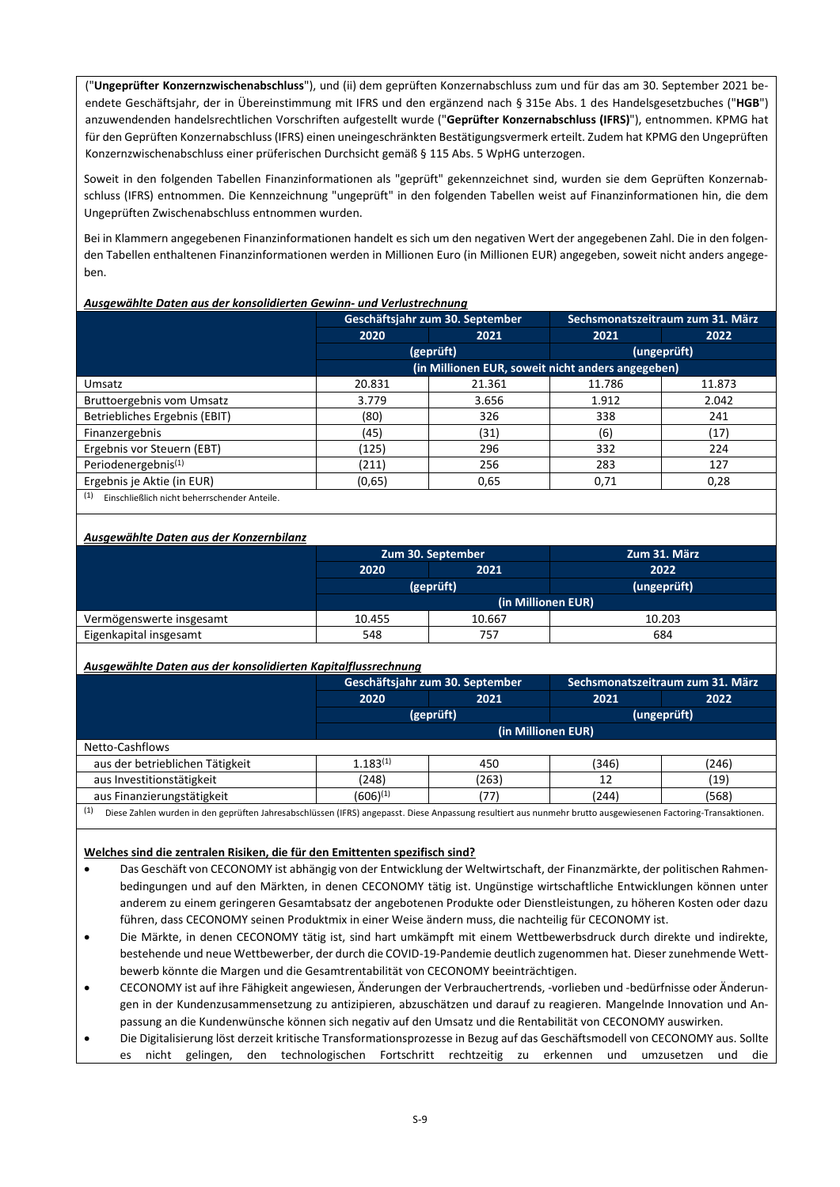("**Ungeprüfter Konzernzwischenabschluss**"), und (ii) dem geprüften Konzernabschluss zum und für das am 30. September 2021 beendete Geschäftsjahr, der in Übereinstimmung mit IFRS und den ergänzend nach § 315e Abs. 1 des Handelsgesetzbuches ("**HGB**") anzuwendenden handelsrechtlichen Vorschriften aufgestellt wurde ("**Geprüfter Konzernabschluss (IFRS)**"), entnommen. KPMG hat für den Geprüften Konzernabschluss (IFRS) einen uneingeschränkten Bestätigungsvermerk erteilt. Zudem hat KPMG den Ungeprüften Konzernzwischenabschluss einer prüferischen Durchsicht gemäß § 115 Abs. 5 WpHG unterzogen.

Soweit in den folgenden Tabellen Finanzinformationen als "geprüft" gekennzeichnet sind, wurden sie dem Geprüften Konzernabschluss (IFRS) entnommen. Die Kennzeichnung "ungeprüft" in den folgenden Tabellen weist auf Finanzinformationen hin, die dem Ungeprüften Zwischenabschluss entnommen wurden.

Bei in Klammern angegebenen Finanzinformationen handelt es sich um den negativen Wert der angegebenen Zahl. Die in den folgenden Tabellen enthaltenen Finanzinformationen werden in Millionen Euro (in Millionen EUR) angegeben, soweit nicht anders angegeben.

***Ausgewählte Daten aus der konsolidierten Gewinn- und Verlustrechnung***

| | Geschäftsjahr zum 30. September | | Sechsmonatszeitraum zum 31. März | |
|---|---|---|---|---|
| | 2020 | 2021 | 2021 | 2022 |
| | (geprüft) | | (ungeprüft) | |
| | (in Millionen EUR, soweit nicht anders angegeben) | | | |
| Umsatz | 20.831 | 21.361 | 11.786 | 11.873 |
| Bruttoergebnis vom Umsatz | 3.779 | 3.656 | 1.912 | 2.042 |
| Betriebliches Ergebnis (EBIT) | (80) | 326 | 338 | 241 |
| Finanzergebnis | (45) | (31) | (6) | (17) |
| Ergebnis vor Steuern (EBT) | (125) | 296 | 332 | 224 |
| Periodenergebnis[1] | (211) | 256 | 283 | 127 |
| Ergebnis je Aktie (in EUR) | (0,65) | 0,65 | 0,71 | 0,28 |

[1] Einschließlich nicht beherrschender Anteile.

***Ausgewählte Daten aus der Konzernbilanz***

| | Zum 30. September | | Zum 31. März |
|---|---|---|---|
| | 2020 | 2021 | 2022 |
| | (geprüft) | | (ungeprüft) |
| | (in Millionen EUR) | | |
| Vermögenswerte insgesamt | 10.455 | 10.667 | 10.203 |
| Eigenkapital insgesamt | 548 | 757 | 684 |

***Ausgewählte Daten aus der konsolidierten Kapitalflussrechnung***

| | Geschäftsjahr zum 30. September | | Sechsmonatszeitraum zum 31. März | |
|---|---|---|---|---|
| | 2020 | 2021 | 2021 | 2022 |
| | (geprüft) | | (ungeprüft) | |
| | (in Millionen EUR) | | | |
| Netto-Cashflows | | | | |
| aus der betrieblichen Tätigkeit | 1.183[1] | 450 | (346) | (246) |
| aus Investitionstätigkeit | (248) | (263) | 12 | (19) |
| aus Finanzierungstätigkeit | (606)[1] | (77) | (244) | (568) |

[1] Diese Zahlen wurden in den geprüften Jahresabschlüssen (IFRS) angepasst. Diese Anpassung resultiert aus nunmehr brutto ausgewiesenen Factoring-Transaktionen.

**Welches sind die zentralen Risiken, die für den Emittenten spezifisch sind?**

- Das Geschäft von CECONOMY ist abhängig von der Entwicklung der Weltwirtschaft, der Finanzmärkte, der politischen Rahmenbedingungen und auf den Märkten, in denen CECONOMY tätig ist. Ungünstige wirtschaftliche Entwicklungen können unter anderem zu einem geringeren Gesamtabsatz der angebotenen Produkte oder Dienstleistungen, zu höheren Kosten oder dazu führen, dass CECONOMY seinen Produktmix in einer Weise ändern muss, die nachteilig für CECONOMY ist.
- Die Märkte, in denen CECONOMY tätig ist, sind hart umkämpft mit einem Wettbewerbsdruck durch direkte und indirekte, bestehende und neue Wettbewerber, der durch die COVID-19-Pandemie deutlich zugenommen hat. Dieser zunehmende Wettbewerb könnte die Margen und die Gesamtrentabilität von CECONOMY beeinträchtigen.
- CECONOMY ist auf ihre Fähigkeit angewiesen, Änderungen der Verbrauchertrends, -vorlieben und -bedürfnisse oder Änderungen in der Kundenzusammensetzung zu antizipieren, abzuschätzen und darauf zu reagieren. Mangelnde Innovation und Anpassung an die Kundenwünsche können sich negativ auf den Umsatz und die Rentabilität von CECONOMY auswirken.
- Die Digitalisierung löst derzeit kritische Transformationsprozesse in Bezug auf das Geschäftsmodell von CECONOMY aus. Sollte es nicht gelingen, den technologischen Fortschritt rechtzeitig zu erkennen und umzusetzen und die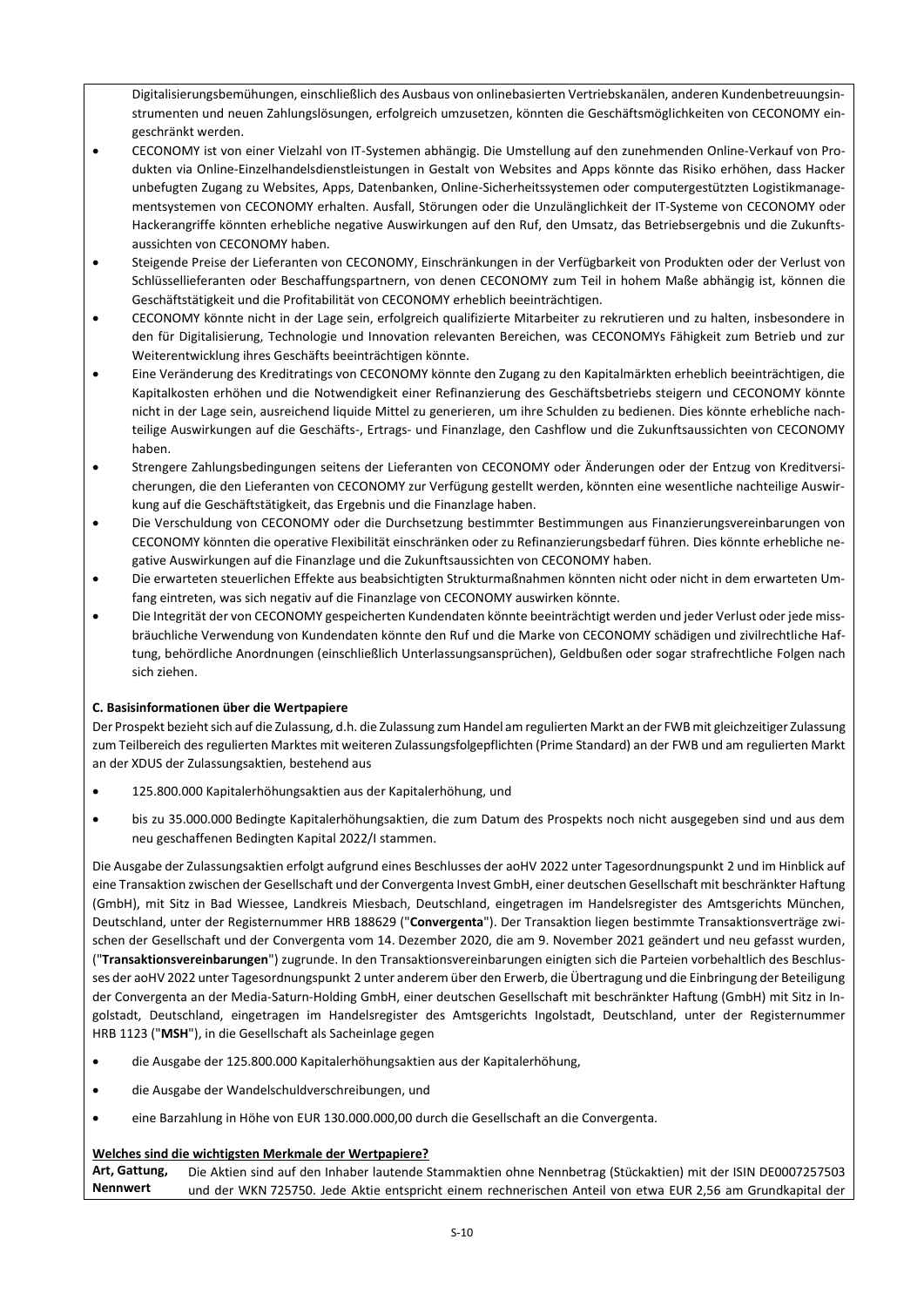Digitalisierungsbemühungen, einschließlich des Ausbaus von onlinebasierten Vertriebskanälen, anderen Kundenbetreuungsinstrumenten und neuen Zahlungslösungen, erfolgreich umzusetzen, könnten die Geschäftsmöglichkeiten von CECONOMY eingeschränkt werden.

- CECONOMY ist von einer Vielzahl von IT-Systemen abhängig. Die Umstellung auf den zunehmenden Online-Verkauf von Produkten via Online-Einzelhandelsdienstleistungen in Gestalt von Websites and Apps könnte das Risiko erhöhen, dass Hacker unbefugten Zugang zu Websites, Apps, Datenbanken, Online-Sicherheitssystemen oder computergestützten Logistikmanagementsystemen von CECONOMY erhalten. Ausfall, Störungen oder die Unzulänglichkeit der IT-Systeme von CECONOMY oder Hackerangriffe könnten erhebliche negative Auswirkungen auf den Ruf, den Umsatz, das Betriebsergebnis und die Zukunftsaussichten von CECONOMY haben.
- Steigende Preise der Lieferanten von CECONOMY, Einschränkungen in der Verfügbarkeit von Produkten oder der Verlust von Schlüssellieferanten oder Beschaffungspartnern, von denen CECONOMY zum Teil in hohem Maße abhängig ist, können die Geschäftstätigkeit und die Profitabilität von CECONOMY erheblich beeinträchtigen.
- CECONOMY könnte nicht in der Lage sein, erfolgreich qualifizierte Mitarbeiter zu rekrutieren und zu halten, insbesondere in den für Digitalisierung, Technologie und Innovation relevanten Bereichen, was CECONOMYs Fähigkeit zum Betrieb und zur Weiterentwicklung ihres Geschäfts beeinträchtigen könnte.
- Eine Veränderung des Kreditratings von CECONOMY könnte den Zugang zu den Kapitalmärkten erheblich beeinträchtigen, die Kapitalkosten erhöhen und die Notwendigkeit einer Refinanzierung des Geschäftsbetriebs steigern und CECONOMY könnte nicht in der Lage sein, ausreichend liquide Mittel zu generieren, um ihre Schulden zu bedienen. Dies könnte erhebliche nachteilige Auswirkungen auf die Geschäfts-, Ertrags- und Finanzlage, den Cashflow und die Zukunftsaussichten von CECONOMY haben.
- Strengere Zahlungsbedingungen seitens der Lieferanten von CECONOMY oder Änderungen oder der Entzug von Kreditversicherungen, die den Lieferanten von CECONOMY zur Verfügung gestellt werden, könnten eine wesentliche nachteilige Auswirkung auf die Geschäftstätigkeit, das Ergebnis und die Finanzlage haben.
- Die Verschuldung von CECONOMY oder die Durchsetzung bestimmter Bestimmungen aus Finanzierungsvereinbarungen von CECONOMY könnten die operative Flexibilität einschränken oder zu Refinanzierungsbedarf führen. Dies könnte erhebliche negative Auswirkungen auf die Finanzlage und die Zukunftsaussichten von CECONOMY haben.
- Die erwarteten steuerlichen Effekte aus beabsichtigten Strukturmaßnahmen könnten nicht oder nicht in dem erwarteten Umfang eintreten, was sich negativ auf die Finanzlage von CECONOMY auswirken könnte.
- Die Integrität der von CECONOMY gespeicherten Kundendaten könnte beeinträchtigt werden und jeder Verlust oder jede missbräuchliche Verwendung von Kundendaten könnte den Ruf und die Marke von CECONOMY schädigen und zivilrechtliche Haftung, behördliche Anordnungen (einschließlich Unterlassungsansprüchen), Geldbußen oder sogar strafrechtliche Folgen nach sich ziehen.

**C. Basisinformationen über die Wertpapiere**

Der Prospekt bezieht sich auf die Zulassung, d.h. die Zulassung zum Handel am regulierten Markt an der FWB mit gleichzeitiger Zulassung zum Teilbereich des regulierten Marktes mit weiteren Zulassungsfolgepflichten (Prime Standard) an der FWB und am regulierten Markt an der XDUS der Zulassungsaktien, bestehend aus

- 125.800.000 Kapitalerhöhungsaktien aus der Kapitalerhöhung, und
- bis zu 35.000.000 Bedingte Kapitalerhöhungsaktien, die zum Datum des Prospekts noch nicht ausgegeben sind und aus dem neu geschaffenen Bedingten Kapital 2022/I stammen.

Die Ausgabe der Zulassungsaktien erfolgt aufgrund eines Beschlusses der aoHV 2022 unter Tagesordnungspunkt 2 und im Hinblick auf eine Transaktion zwischen der Gesellschaft und der Convergenta Invest GmbH, einer deutschen Gesellschaft mit beschränkter Haftung (GmbH), mit Sitz in Bad Wiessee, Landkreis Miesbach, Deutschland, eingetragen im Handelsregister des Amtsgerichts München, Deutschland, unter der Registernummer HRB 188629 ("**Convergenta**"). Der Transaktion liegen bestimmte Transaktionsverträge zwischen der Gesellschaft und der Convergenta vom 14. Dezember 2020, die am 9. November 2021 geändert und neu gefasst wurden, ("**Transaktionsvereinbarungen**") zugrunde. In den Transaktionsvereinbarungen einigten sich die Parteien vorbehaltlich des Beschlusses der aoHV 2022 unter Tagesordnungspunkt 2 unter anderem über den Erwerb, die Übertragung und die Einbringung der Beteiligung der Convergenta an der Media-Saturn-Holding GmbH, einer deutschen Gesellschaft mit beschränkter Haftung (GmbH) mit Sitz in Ingolstadt, Deutschland, eingetragen im Handelsregister des Amtsgerichts Ingolstadt, Deutschland, unter der Registernummer HRB 1123 ("**MSH**"), in die Gesellschaft als Sacheinlage gegen

- die Ausgabe der 125.800.000 Kapitalerhöhungsaktien aus der Kapitalerhöhung,
- die Ausgabe der Wandelschuldverschreibungen, und
- eine Barzahlung in Höhe von EUR 130.000.000,00 durch die Gesellschaft an die Convergenta.

**Welches sind die wichtigsten Merkmale der Wertpapiere?**

| | |
|---|---|
| **Art, Gattung, Nennwert** | Die Aktien sind auf den Inhaber lautende Stammaktien ohne Nennbetrag (Stückaktien) mit der ISIN DE0007257503 und der WKN 725750. Jede Aktie entspricht einem rechnerischen Anteil von etwa EUR 2,56 am Grundkapital der |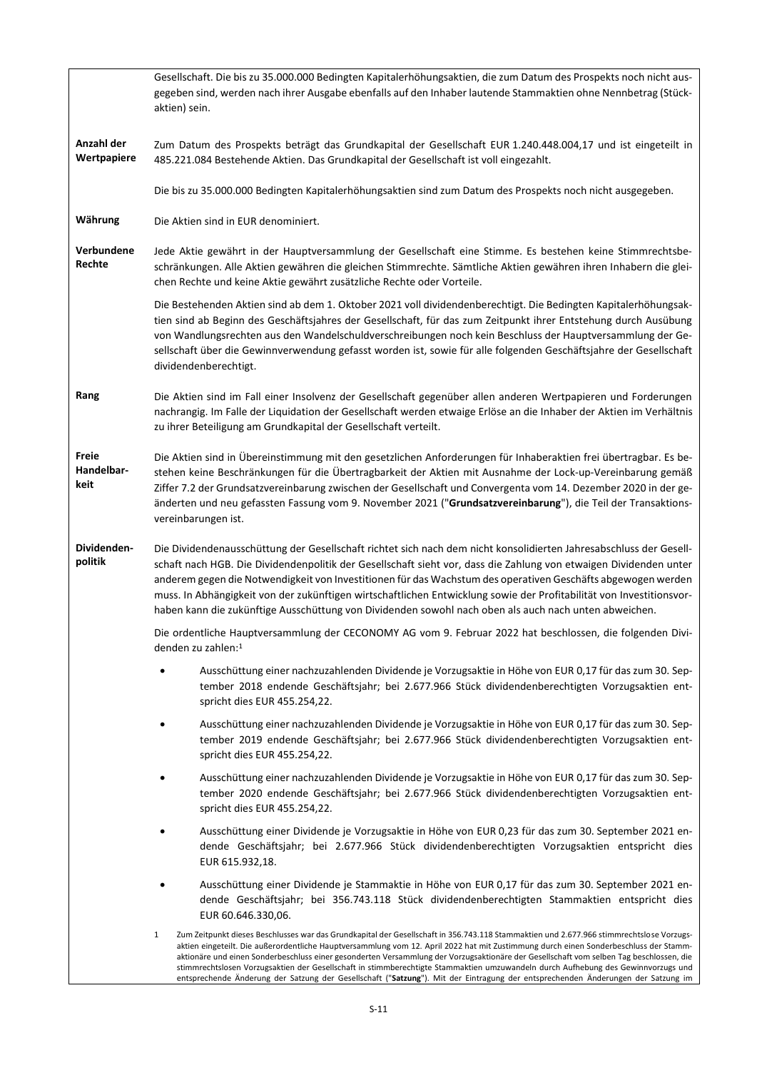| | |
|---|---|
| | Gesellschaft. Die bis zu 35.000.000 Bedingten Kapitalerhöhungsaktien, die zum Datum des Prospekts noch nicht ausgegeben sind, werden nach ihrer Ausgabe ebenfalls auf den Inhaber lautende Stammaktien ohne Nennbetrag (Stückaktien) sein. |
| **Anzahl der Wertpapiere** | Zum Datum des Prospekts beträgt das Grundkapital der Gesellschaft EUR 1.240.448.004,17 und ist eingeteilt in 485.221.084 Bestehende Aktien. Das Grundkapital der Gesellschaft ist voll eingezahlt.<br><br>Die bis zu 35.000.000 Bedingten Kapitalerhöhungsaktien sind zum Datum des Prospekts noch nicht ausgegeben. |
| **Währung** | Die Aktien sind in EUR denominiert. |
| **Verbundene Rechte** | Jede Aktie gewährt in der Hauptversammlung der Gesellschaft eine Stimme. Es bestehen keine Stimmrechtsbeschränkungen. Alle Aktien gewähren die gleichen Stimmrechte. Sämtliche Aktien gewähren ihren Inhabern die gleichen Rechte und keine Aktie gewährt zusätzliche Rechte oder Vorteile.<br><br>Die Bestehenden Aktien sind ab dem 1. Oktober 2021 voll dividendenberechtigt. Die Bedingten Kapitalerhöhungsaktien sind ab Beginn des Geschäftsjahres der Gesellschaft, für das zum Zeitpunkt ihrer Entstehung durch Ausübung von Wandlungsrechten aus den Wandelschuldverschreibungen noch kein Beschluss der Hauptversammlung der Gesellschaft über die Gewinnverwendung gefasst worden ist, sowie für alle folgenden Geschäftsjahre der Gesellschaft dividendenberechtigt. |
| **Rang** | Die Aktien sind im Fall einer Insolvenz der Gesellschaft gegenüber allen anderen Wertpapieren und Forderungen nachrangig. Im Falle der Liquidation der Gesellschaft werden etwaige Erlöse an die Inhaber der Aktien im Verhältnis zu ihrer Beteiligung am Grundkapital der Gesellschaft verteilt. |
| **Freie Handelbarkeit** | Die Aktien sind in Übereinstimmung mit den gesetzlichen Anforderungen für Inhaberaktien frei übertragbar. Es bestehen keine Beschränkungen für die Übertragbarkeit der Aktien mit Ausnahme der Lock-up-Vereinbarung gemäß Ziffer 7.2 der Grundsatzvereinbarung zwischen der Gesellschaft und Convergenta vom 14. Dezember 2020 in der geänderten und neu gefassten Fassung vom 9. November 2021 ("**Grundsatzvereinbarung**"), die Teil der Transaktionsvereinbarungen ist. |
| **Dividendenpolitik** | Die Dividendenausschüttung der Gesellschaft richtet sich nach dem nicht konsolidierten Jahresabschluss der Gesellschaft nach HGB. Die Dividendenpolitik der Gesellschaft sieht vor, dass die Zahlung von etwaigen Dividenden unter anderem gegen die Notwendigkeit von Investitionen für das Wachstum des operativen Geschäfts abgewogen werden muss. In Abhängigkeit von der zukünftigen wirtschaftlichen Entwicklung sowie der Profitabilität von Investitionsvorhaben kann die zukünftige Ausschüttung von Dividenden sowohl nach oben als auch nach unten abweichen.<br><br>Die ordentliche Hauptversammlung der CECONOMY AG vom 9. Februar 2022 hat beschlossen, die folgenden Dividenden zu zahlen:[1]<br><br>• Ausschüttung einer nachzuzahlenden Dividende je Vorzugsaktie in Höhe von EUR 0,17 für das zum 30. September 2018 endende Geschäftsjahr; bei 2.677.966 Stück dividendenberechtigten Vorzugsaktien entspricht dies EUR 455.254,22.<br><br>• Ausschüttung einer nachzuzahlenden Dividende je Vorzugsaktie in Höhe von EUR 0,17 für das zum 30. September 2019 endende Geschäftsjahr; bei 2.677.966 Stück dividendenberechtigten Vorzugsaktien entspricht dies EUR 455.254,22.<br><br>• Ausschüttung einer nachzuzahlenden Dividende je Vorzugsaktie in Höhe von EUR 0,17 für das zum 30. September 2020 endende Geschäftsjahr; bei 2.677.966 Stück dividendenberechtigten Vorzugsaktien entspricht dies EUR 455.254,22.<br><br>• Ausschüttung einer Dividende je Vorzugsaktie in Höhe von EUR 0,23 für das zum 30. September 2021 endende Geschäftsjahr; bei 2.677.966 Stück dividendenberechtigten Vorzugsaktien entspricht dies EUR 615.932,18.<br><br>• Ausschüttung einer Dividende je Stammaktie in Höhe von EUR 0,17 für das zum 30. September 2021 endende Geschäftsjahr; bei 356.743.118 Stück dividendenberechtigten Stammaktien entspricht dies EUR 60.646.330,06.<br><br>[1] Zum Zeitpunkt dieses Beschlusses war das Grundkapital der Gesellschaft in 356.743.118 Stammaktien und 2.677.966 stimmrechtslose Vorzugsaktien eingeteilt. Die außerordentliche Hauptversammlung vom 12. April 2022 hat mit Zustimmung durch einen Sonderbeschluss der Stammaktionäre und einen Sonderbeschluss einer gesonderten Versammlung der Vorzugsaktionäre der Gesellschaft vom selben Tag beschlossen, die stimmrechtslosen Vorzugsaktien der Gesellschaft in stimmberechtigte Stammaktien umzuwandeln durch Aufhebung des Gewinnvorzugs und entsprechende Änderung der Satzung der Gesellschaft ("**Satzung**"). Mit der Eintragung der entsprechenden Änderungen der Satzung im |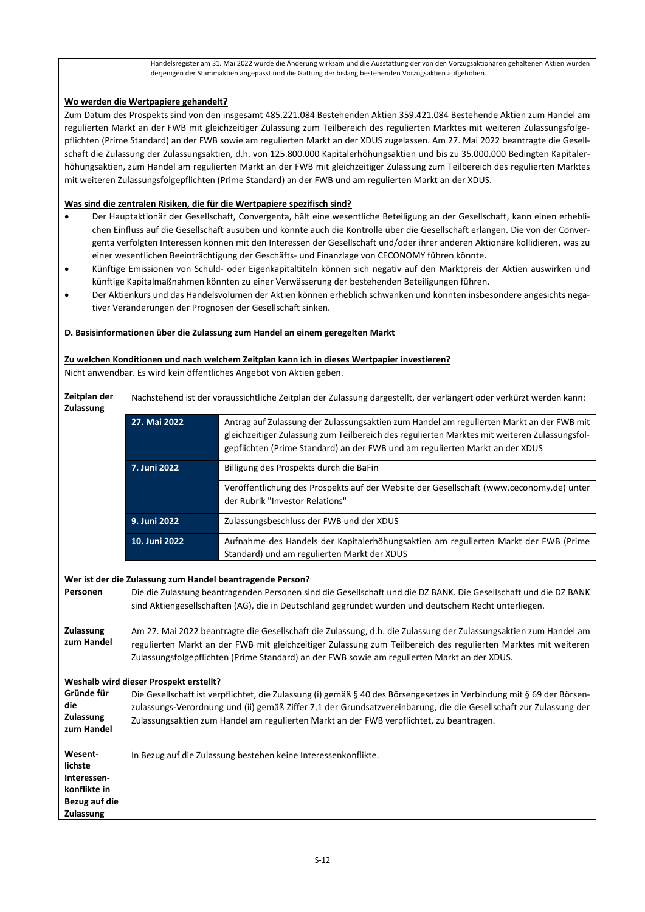Handelsregister am 31. Mai 2022 wurde die Änderung wirksam und die Ausstattung der von den Vorzugsaktionären gehaltenen Aktien wurden derjenigen der Stammaktien angepasst und die Gattung der bislang bestehenden Vorzugsaktien aufgehoben.

**Wo werden die Wertpapiere gehandelt?**

Zum Datum des Prospekts sind von den insgesamt 485.221.084 Bestehenden Aktien 359.421.084 Bestehende Aktien zum Handel am regulierten Markt an der FWB mit gleichzeitiger Zulassung zum Teilbereich des regulierten Marktes mit weiteren Zulassungsfolgepflichten (Prime Standard) an der FWB sowie am regulierten Markt an der XDUS zugelassen. Am 27. Mai 2022 beantragte die Gesellschaft die Zulassung der Zulassungsaktien, d.h. von 125.800.000 Kapitalerhöhungsaktien und bis zu 35.000.000 Bedingten Kapitalerhöhungsaktien, zum Handel am regulierten Markt an der FWB mit gleichzeitiger Zulassung zum Teilbereich des regulierten Marktes mit weiteren Zulassungsfolgepflichten (Prime Standard) an der FWB und am regulierten Markt an der XDUS.

**Was sind die zentralen Risiken, die für die Wertpapiere spezifisch sind?**

- Der Hauptaktionär der Gesellschaft, Convergenta, hält eine wesentliche Beteiligung an der Gesellschaft, kann einen erheblichen Einfluss auf die Gesellschaft ausüben und könnte auch die Kontrolle über die Gesellschaft erlangen. Die von der Convergenta verfolgten Interessen können mit den Interessen der Gesellschaft und/oder ihrer anderen Aktionäre kollidieren, was zu einer wesentlichen Beeinträchtigung der Geschäfts- und Finanzlage von CECONOMY führen könnte.
- Künftige Emissionen von Schuld- oder Eigenkapitaltiteln können sich negativ auf den Marktpreis der Aktien auswirken und künftige Kapitalmaßnahmen könnten zu einer Verwässerung der bestehenden Beteiligungen führen.
- Der Aktienkurs und das Handelsvolumen der Aktien können erheblich schwanken und könnten insbesondere angesichts negativer Veränderungen der Prognosen der Gesellschaft sinken.

**D. Basisinformationen über die Zulassung zum Handel an einem geregelten Markt**

**Zu welchen Konditionen und nach welchem Zeitplan kann ich in dieses Wertpapier investieren?**

Nicht anwendbar. Es wird kein öffentliches Angebot von Aktien geben.

**Zeitplan der Zulassung** Nachstehend ist der voraussichtliche Zeitplan der Zulassung dargestellt, der verlängert oder verkürzt werden kann:

| | |
|---|---|
| **27. Mai 2022** | Antrag auf Zulassung der Zulassungsaktien zum Handel am regulierten Markt an der FWB mit gleichzeitiger Zulassung zum Teilbereich des regulierten Marktes mit weiteren Zulassungsfolgepflichten (Prime Standard) an der FWB und am regulierten Markt an der XDUS |
| **7. Juni 2022** | Billigung des Prospekts durch die BaFin |
| | Veröffentlichung des Prospekts auf der Website der Gesellschaft (www.ceconomy.de) unter der Rubrik "Investor Relations" |
| **9. Juni 2022** | Zulassungsbeschluss der FWB und der XDUS |
| **10. Juni 2022** | Aufnahme des Handels der Kapitalerhöhungsaktien am regulierten Markt der FWB (Prime Standard) und am regulierten Markt der XDUS |

**Wer ist der die Zulassung zum Handel beantragende Person?**

**Personen** Die die Zulassung beantragenden Personen sind die Gesellschaft und die DZ BANK. Die Gesellschaft und die DZ BANK sind Aktiengesellschaften (AG), die in Deutschland gegründet wurden und deutschem Recht unterliegen.

**Zulassung zum Handel** Am 27. Mai 2022 beantragte die Gesellschaft die Zulassung, d.h. die Zulassung der Zulassungsaktien zum Handel am regulierten Markt an der FWB mit gleichzeitiger Zulassung zum Teilbereich des regulierten Marktes mit weiteren Zulassungsfolgepflichten (Prime Standard) an der FWB sowie am regulierten Markt an der XDUS.

**Weshalb wird dieser Prospekt erstellt?**

**Gründe für die Zulassung zum Handel** Die Gesellschaft ist verpflichtet, die Zulassung (i) gemäß § 40 des Börsengesetzes in Verbindung mit § 69 der Börsenzulassungs-Verordnung und (ii) gemäß Ziffer 7.1 der Grundsatzvereinbarung, die die Gesellschaft zur Zulassung der Zulassungsaktien zum Handel am regulierten Markt an der FWB verpflichtet, zu beantragen.

**Wesentlichste Interessenkonflikte in Bezug auf die Zulassung** In Bezug auf die Zulassung bestehen keine Interessenkonflikte.